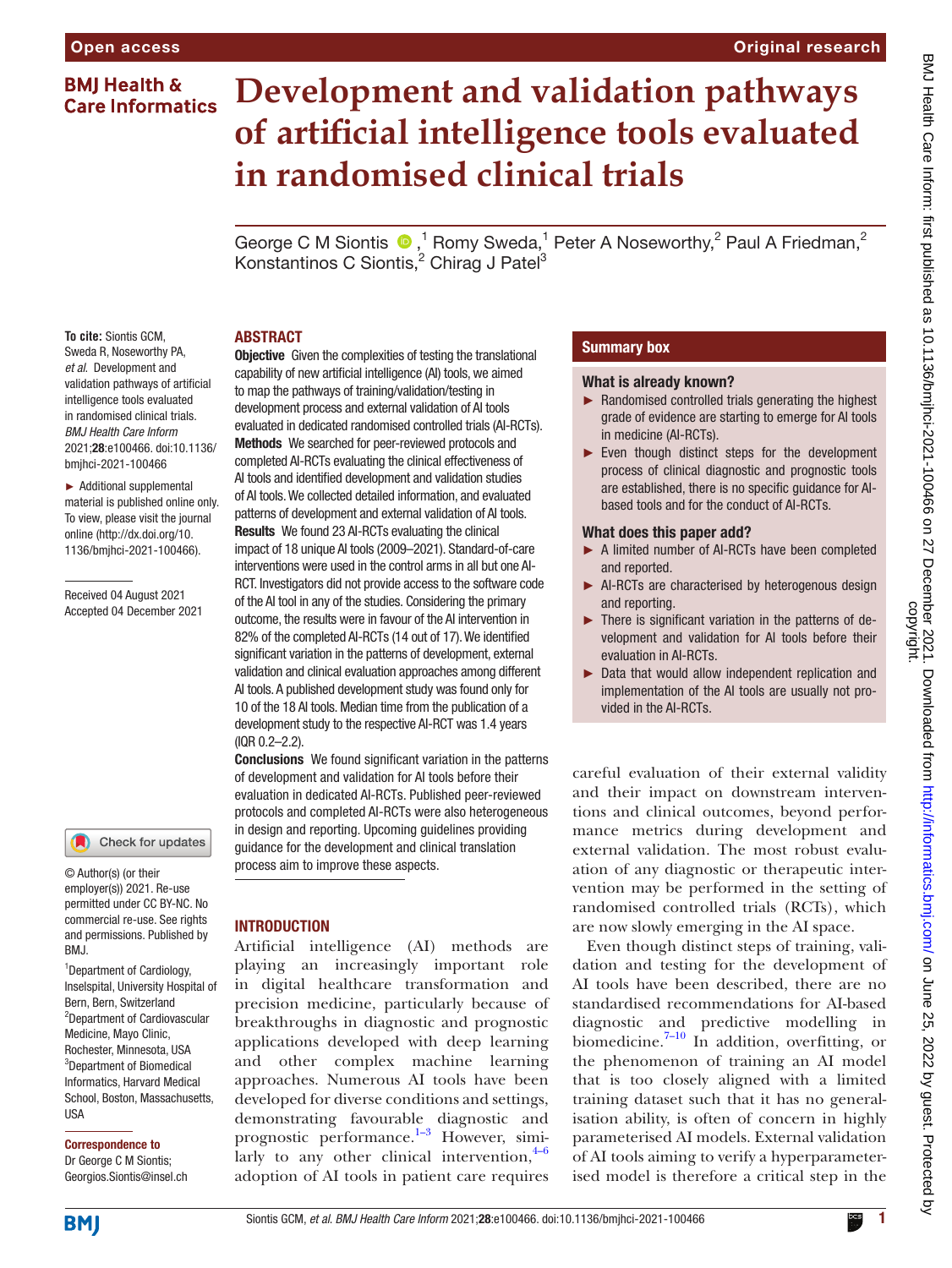Open access

Original research

# Development and validation pathways of artificial intelligence tools evaluated in randomised clinical trials

George C M Siontis ,[1] Romy Sweda,[1] Peter A Noseworthy,[2] Paul A Friedman,[2] Konstantinos C Siontis,[2] Chirag J Patel[3]

**To cite:** Siontis GCM, Sweda R, Noseworthy PA, *et al*. Development and validation pathways of artificial intelligence tools evaluated in randomised clinical trials. *BMJ Health Care Inform* 2021;**28**:e100466. doi:10.1136/bmjhci-2021-100466

► Additional supplemental material is published online only. To view, please visit the journal online (http://dx.doi.org/10.1136/bmjhci-2021-100466).

Received 04 August 2021
Accepted 04 December 2021

© Author(s) (or their employer(s)) 2021. Re-use permitted under CC BY-NC. No commercial re-use. See rights and permissions. Published by BMJ.

[1]Department of Cardiology, Inselspital, University Hospital of Bern, Bern, Switzerland
[2]Department of Cardiovascular Medicine, Mayo Clinic, Rochester, Minnesota, USA
[3]Department of Biomedical Informatics, Harvard Medical School, Boston, Massachusetts, USA

**Correspondence to**
Dr George C M Siontis; Georgios.Siontis@insel.ch

## ABSTRACT

**Objective** Given the complexities of testing the translational capability of new artificial intelligence (AI) tools, we aimed to map the pathways of training/validation/testing in development process and external validation of AI tools evaluated in dedicated randomised controlled trials (AI-RCTs).

**Methods** We searched for peer-reviewed protocols and completed AI-RCTs evaluating the clinical effectiveness of AI tools and identified development and validation studies of AI tools. We collected detailed information, and evaluated patterns of development and external validation of AI tools.

**Results** We found 23 AI-RCTs evaluating the clinical impact of 18 unique AI tools (2009–2021). Standard-of-care interventions were used in the control arms in all but one AI-RCT. Investigators did not provide access to the software code of the AI tool in any of the studies. Considering the primary outcome, the results were in favour of the AI intervention in 82% of the completed AI-RCTs (14 out of 17). We identified significant variation in the patterns of development, external validation and clinical evaluation approaches among different AI tools. A published development study was found only for 10 of the 18 AI tools. Median time from the publication of a development study to the respective AI-RCT was 1.4 years (IQR 0.2–2.2).

**Conclusions** We found significant variation in the patterns of development and validation for AI tools before their evaluation in dedicated AI-RCTs. Published peer-reviewed protocols and completed AI-RCTs were also heterogeneous in design and reporting. Upcoming guidelines providing guidance for the development and clinical translation process aim to improve these aspects.

## Summary box

**What is already known?**

- ► Randomised controlled trials generating the highest grade of evidence are starting to emerge for AI tools in medicine (AI-RCTs).
- ► Even though distinct steps for the development process of clinical diagnostic and prognostic tools are established, there is no specific guidance for AI-based tools and for the conduct of AI-RCTs.

**What does this paper add?**

- ► A limited number of AI-RCTs have been completed and reported.
- ► AI-RCTs are characterised by heterogenous design and reporting.
- ► There is significant variation in the patterns of development and validation for AI tools before their evaluation in AI-RCTs.
- ► Data that would allow independent replication and implementation of the AI tools are usually not provided in the AI-RCTs.

## INTRODUCTION

Artificial intelligence (AI) methods are playing an increasingly important role in digital healthcare transformation and precision medicine, particularly because of breakthroughs in diagnostic and prognostic applications developed with deep learning and other complex machine learning approaches. Numerous AI tools have been developed for diverse conditions and settings, demonstrating favourable diagnostic and prognostic performance.[1–3] However, similarly to any other clinical intervention,[4–6] adoption of AI tools in patient care requires careful evaluation of their external validity and their impact on downstream interventions and clinical outcomes, beyond performance metrics during development and external validation. The most robust evaluation of any diagnostic or therapeutic intervention may be performed in the setting of randomised controlled trials (RCTs), which are now slowly emerging in the AI space.

Even though distinct steps of training, validation and testing for the development of AI tools have been described, there are no standardised recommendations for AI-based diagnostic and predictive modelling in biomedicine.[7–10] In addition, overfitting, or the phenomenon of training an AI model that is too closely aligned with a limited training dataset such that it has no generalisation ability, is often of concern in highly parameterised AI models. External validation of AI tools aiming to verify a hyperparameterised model is therefore a critical step in the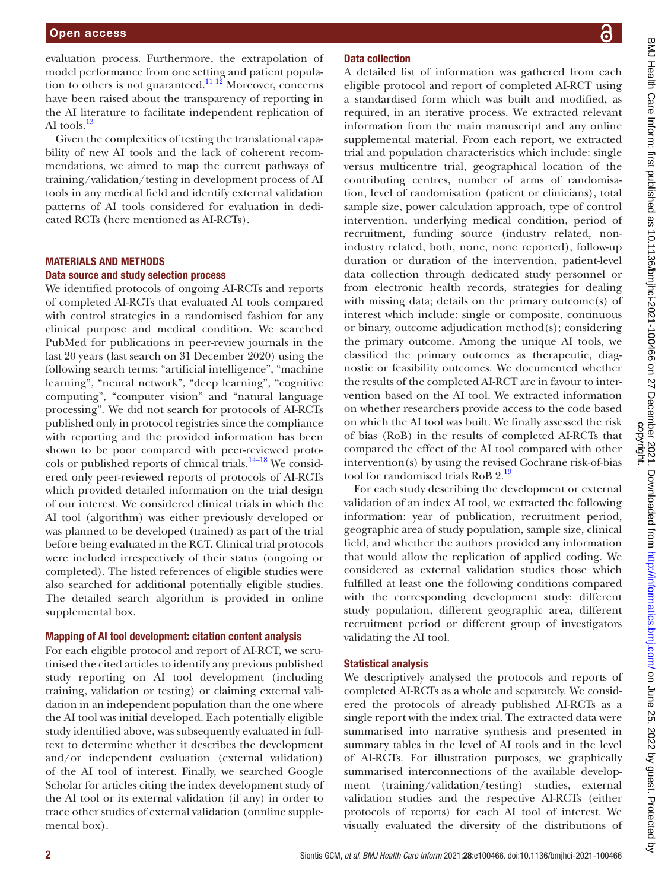evaluation process. Furthermore, the extrapolation of model performance from one setting and patient population to others is not guaranteed.[11 12] Moreover, concerns have been raised about the transparency of reporting in the AI literature to facilitate independent replication of AI tools.[13]

Given the complexities of testing the translational capability of new AI tools and the lack of coherent recommendations, we aimed to map the current pathways of training/validation/testing in development process of AI tools in any medical field and identify external validation patterns of AI tools considered for evaluation in dedicated RCTs (here mentioned as AI-RCTs).

## MATERIALS AND METHODS

### Data source and study selection process

We identified protocols of ongoing AI-RCTs and reports of completed AI-RCTs that evaluated AI tools compared with control strategies in a randomised fashion for any clinical purpose and medical condition. We searched PubMed for publications in peer-review journals in the last 20 years (last search on 31 December 2020) using the following search terms: "artificial intelligence", "machine learning", "neural network", "deep learning", "cognitive computing", "computer vision" and "natural language processing". We did not search for protocols of AI-RCTs published only in protocol registries since the compliance with reporting and the provided information has been shown to be poor compared with peer-reviewed protocols or published reports of clinical trials.[14–18] We considered only peer-reviewed reports of protocols of AI-RCTs which provided detailed information on the trial design of our interest. We considered clinical trials in which the AI tool (algorithm) was either previously developed or was planned to be developed (trained) as part of the trial before being evaluated in the RCT. Clinical trial protocols were included irrespectively of their status (ongoing or completed). The listed references of eligible studies were also searched for additional potentially eligible studies. The detailed search algorithm is provided in online supplemental box.

### Mapping of AI tool development: citation content analysis

For each eligible protocol and report of AI-RCT, we scrutinised the cited articles to identify any previous published study reporting on AI tool development (including training, validation or testing) or claiming external validation in an independent population than the one where the AI tool was initial developed. Each potentially eligible study identified above, was subsequently evaluated in full-text to determine whether it describes the development and/or independent evaluation (external validation) of the AI tool of interest. Finally, we searched Google Scholar for articles citing the index development study of the AI tool or its external validation (if any) in order to trace other studies of external validation (onnline supplemental box).

### Data collection

A detailed list of information was gathered from each eligible protocol and report of completed AI-RCT using a standardised form which was built and modified, as required, in an iterative process. We extracted relevant information from the main manuscript and any online supplemental material. From each report, we extracted trial and population characteristics which include: single versus multicentre trial, geographical location of the contributing centres, number of arms of randomisation, level of randomisation (patient or clinicians), total sample size, power calculation approach, type of control intervention, underlying medical condition, period of recruitment, funding source (industry related, non-industry related, both, none, none reported), follow-up duration or duration of the intervention, patient-level data collection through dedicated study personnel or from electronic health records, strategies for dealing with missing data; details on the primary outcome(s) of interest which include: single or composite, continuous or binary, outcome adjudication method(s); considering the primary outcome. Among the unique AI tools, we classified the primary outcomes as therapeutic, diagnostic or feasibility outcomes. We documented whether the results of the completed AI-RCT are in favour to intervention based on the AI tool. We extracted information on whether researchers provide access to the code based on which the AI tool was built. We finally assessed the risk of bias (RoB) in the results of completed AI-RCTs that compared the effect of the AI tool compared with other intervention(s) by using the revised Cochrane risk-of-bias tool for randomised trials RoB 2.[19]

For each study describing the development or external validation of an index AI tool, we extracted the following information: year of publication, recruitment period, geographic area of study population, sample size, clinical field, and whether the authors provided any information that would allow the replication of applied coding. We considered as external validation studies those which fulfilled at least one the following conditions compared with the corresponding development study: different study population, different geographic area, different recruitment period or different group of investigators validating the AI tool.

### Statistical analysis

We descriptively analysed the protocols and reports of completed AI-RCTs as a whole and separately. We considered the protocols of already published AI-RCTs as a single report with the index trial. The extracted data were summarised into narrative synthesis and presented in summary tables in the level of AI tools and in the level of AI-RCTs. For illustration purposes, we graphically summarised interconnections of the available development (training/validation/testing) studies, external validation studies and the respective AI-RCTs (either protocols of reports) for each AI tool of interest. We visually evaluated the diversity of the distributions of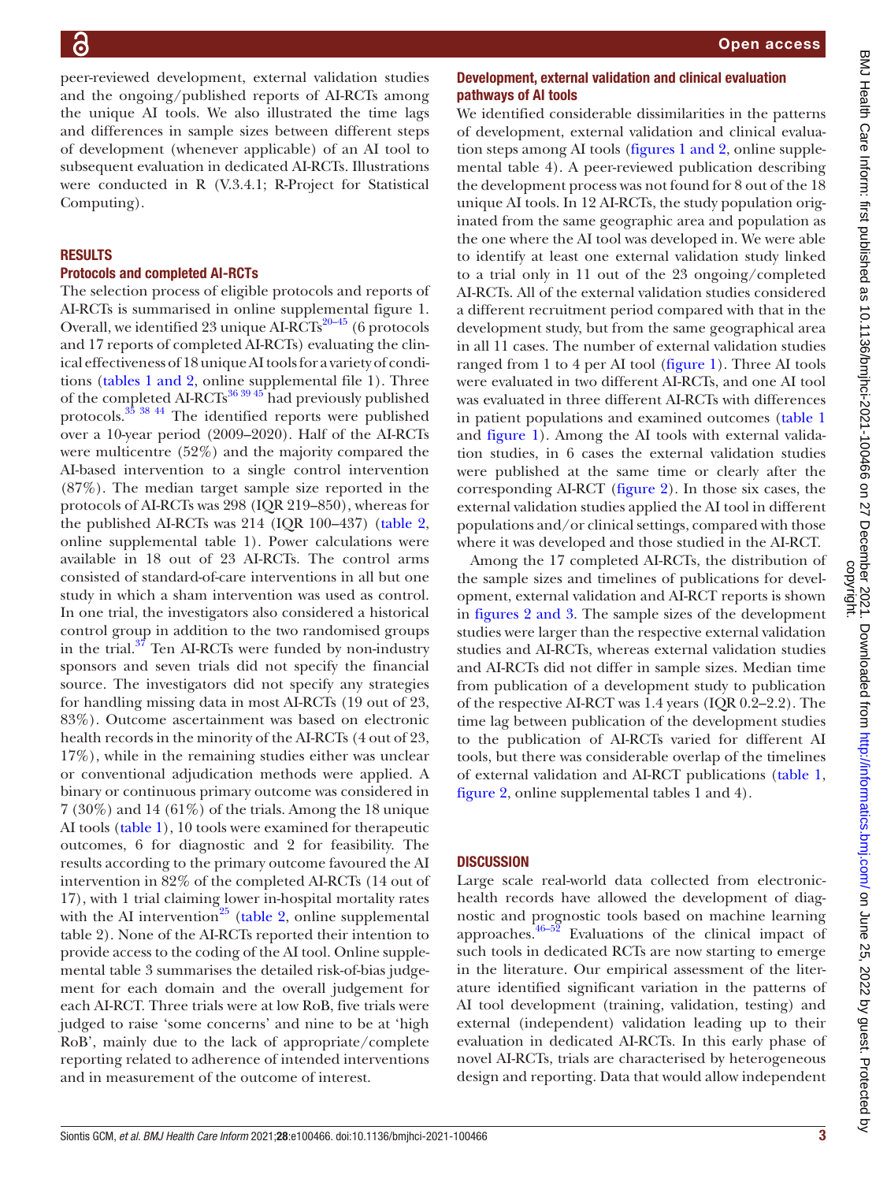peer-reviewed development, external validation studies and the ongoing/published reports of AI-RCTs among the unique AI tools. We also illustrated the time lags and differences in sample sizes between different steps of development (whenever applicable) of an AI tool to subsequent evaluation in dedicated AI-RCTs. Illustrations were conducted in R (V.3.4.1; R-Project for Statistical Computing).

## RESULTS

### Protocols and completed AI-RCTs

The selection process of eligible protocols and reports of AI-RCTs is summarised in online supplemental figure 1. Overall, we identified 23 unique AI-RCTs[20–45] (6 protocols and 17 reports of completed AI-RCTs) evaluating the clinical effectiveness of 18 unique AI tools for a variety of conditions (tables 1 and 2, online supplemental file 1). Three of the completed AI-RCTs[36 39 45] had previously published protocols.[35 38 44] The identified reports were published over a 10-year period (2009–2020). Half of the AI-RCTs were multicentre (52%) and the majority compared the AI-based intervention to a single control intervention (87%). The median target sample size reported in the protocols of AI-RCTs was 298 (IQR 219–850), whereas for the published AI-RCTs was 214 (IQR 100–437) (table 2, online supplemental table 1). Power calculations were available in 18 out of 23 AI-RCTs. The control arms consisted of standard-of-care interventions in all but one study in which a sham intervention was used as control. In one trial, the investigators also considered a historical control group in addition to the two randomised groups in the trial.[37] Ten AI-RCTs were funded by non-industry sponsors and seven trials did not specify the financial source. The investigators did not specify any strategies for handling missing data in most AI-RCTs (19 out of 23, 83%). Outcome ascertainment was based on electronic health records in the minority of the AI-RCTs (4 out of 23, 17%), while in the remaining studies either was unclear or conventional adjudication methods were applied. A binary or continuous primary outcome was considered in 7 (30%) and 14 (61%) of the trials. Among the 18 unique AI tools (table 1), 10 tools were examined for therapeutic outcomes, 6 for diagnostic and 2 for feasibility. The results according to the primary outcome favoured the AI intervention in 82% of the completed AI-RCTs (14 out of 17), with 1 trial claiming lower in-hospital mortality rates with the AI intervention[25] (table 2, online supplemental table 2). None of the AI-RCTs reported their intention to provide access to the coding of the AI tool. Online supplemental table 3 summarises the detailed risk-of-bias judgement for each domain and the overall judgement for each AI-RCT. Three trials were at low RoB, five trials were judged to raise 'some concerns' and nine to be at 'high RoB', mainly due to the lack of appropriate/complete reporting related to adherence of intended interventions and in measurement of the outcome of interest.

### Development, external validation and clinical evaluation pathways of AI tools

We identified considerable dissimilarities in the patterns of development, external validation and clinical evaluation steps among AI tools (figures 1 and 2, online supplemental table 4). A peer-reviewed publication describing the development process was not found for 8 out of the 18 unique AI tools. In 12 AI-RCTs, the study population originated from the same geographic area and population as the one where the AI tool was developed in. We were able to identify at least one external validation study linked to a trial only in 11 out of the 23 ongoing/completed AI-RCTs. All of the external validation studies considered a different recruitment period compared with that in the development study, but from the same geographical area in all 11 cases. The number of external validation studies ranged from 1 to 4 per AI tool (figure 1). Three AI tools were evaluated in two different AI-RCTs, and one AI tool was evaluated in three different AI-RCTs with differences in patient populations and examined outcomes (table 1 and figure 1). Among the AI tools with external validation studies, in 6 cases the external validation studies were published at the same time or clearly after the corresponding AI-RCT (figure 2). In those six cases, the external validation studies applied the AI tool in different populations and/or clinical settings, compared with those where it was developed and those studied in the AI-RCT.

Among the 17 completed AI-RCTs, the distribution of the sample sizes and timelines of publications for development, external validation and AI-RCT reports is shown in figures 2 and 3. The sample sizes of the development studies were larger than the respective external validation studies and AI-RCTs, whereas external validation studies and AI-RCTs did not differ in sample sizes. Median time from publication of a development study to publication of the respective AI-RCT was 1.4 years (IQR 0.2–2.2). The time lag between publication of the development studies to the publication of AI-RCTs varied for different AI tools, but there was considerable overlap of the timelines of external validation and AI-RCT publications (table 1, figure 2, online supplemental tables 1 and 4).

## DISCUSSION

Large scale real-world data collected from electronic-health records have allowed the development of diagnostic and prognostic tools based on machine learning approaches.[46–52] Evaluations of the clinical impact of such tools in dedicated RCTs are now starting to emerge in the literature. Our empirical assessment of the literature identified significant variation in the patterns of AI tool development (training, validation, testing) and external (independent) validation leading up to their evaluation in dedicated AI-RCTs. In this early phase of novel AI-RCTs, trials are characterised by heterogeneous design and reporting. Data that would allow independent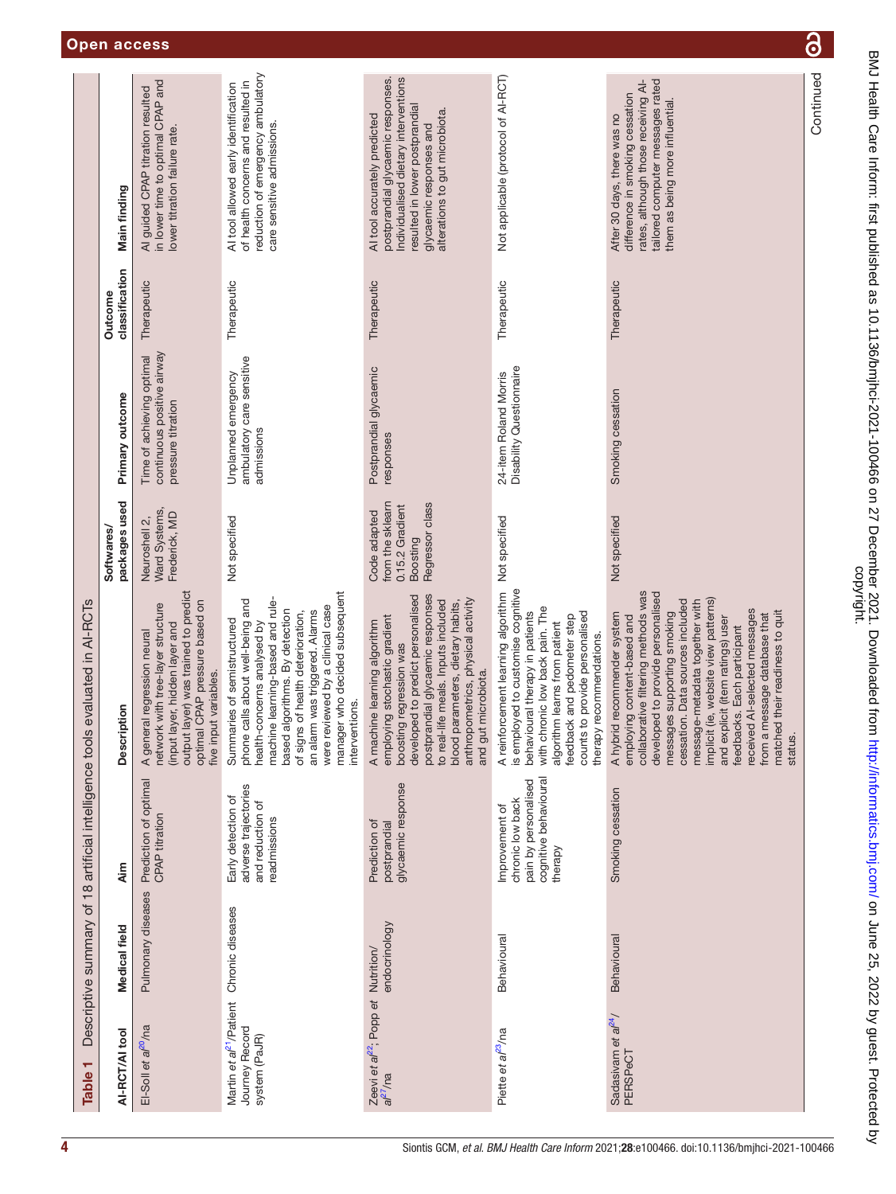**Table 1** Descriptive summary of 18 artificial intelligence tools evaluated in AI-RCTs

| AI-RCT/AI tool | Medical field | Aim | Description | Softwares/packages used | Primary outcome | Outcome classification | Main finding |
|---|---|---|---|---|---|---|---|
| El-Solh *et al*[20]/na | Pulmonary diseases | Prediction of optimal CPAP titration | A general regression neural network with tree-layer structure (input layer, hidden layer and output layer) was trained to predict optimal CPAP pressure based on five input variables. | Neuroshell 2, Ward Systems, Frederick, MD | Time of achieving optimal continuous positive airway pressure titration | Therapeutic | AI guided CPAP titration resulted in lower time to optimal CPAP and lower titration failure rate. |
| Martin *et al*[21]/Patient Journey Record system (PaJR) | Chronic diseases | Early detection of adverse trajectories and reduction of readmissions | Summaries of semistructured phone calls about well-being and health-concerns analysed by machine learning-based and rule-based algorithms. By detection of signs of health deterioration, an alarm was triggered. Alarms were reviewed by a clinical case manager who decided subsequent interventions. | Not specified | Unplanned emergency ambulatory care sensitive admissions | Therapeutic | AI tool allowed early identification of health concerns and resulted in reduction of emergency ambulatory care sensitive admissions. |
| Zeevi *et al*[22]; Popp *et al*[27]/na | Nutrition/endocrinology | Prediction of postprandial glycaemic response | A machine learning algorithm employing stochastic gradient boosting regression was developed to predict personalised postprandial glycaemic responses to real-life meals. Inputs included blood parameters, dietary habits, anthropometrics, physical activity and gut microbiota. | Code adapted from the sklearn 0.15.2 Gradient Boosting Regressor class | Postprandial glycaemic responses | Therapeutic | AI tool accurately predicted postprandial glycaemic responses. Individualised dietary interventions resulted in lower postprandial glycaemic responses and alterations to gut microbiota. |
| Piette *et al*[23]/na | Behavioural | Improvement of chronic low back pain by personalised cognitive behavioural therapy | A reinforcement learning algorithm is employed to customise cognitive behavioural therapy in patients with chronic low back pain. The algorithm learns from patient feedback and pedometer step counts to provide personalised therapy recommendations. | Not specified | 24-item Roland Morris Disability Questionnaire | Therapeutic | Not applicable (protocol of AI-RCT) |
| Sadasivam *et al*[24]/PERSPeCT | Behavioural | Smoking cessation | A hybrid recommender system employing content-based and collaborative filtering methods was developed to provide personalised messages supporting smoking cessation. Data sources included message-metadata together with implicit (ie, website view patterns) and explicit (item ratings) user feedbacks. Each participant received AI-selected messages from a message database that matched their readiness to quit status. | Not specified | Smoking cessation | Therapeutic | After 30 days, there was no difference in smoking cessation rates, although those receiving AI-tailored computer messages rated them as being more influential. |

Continued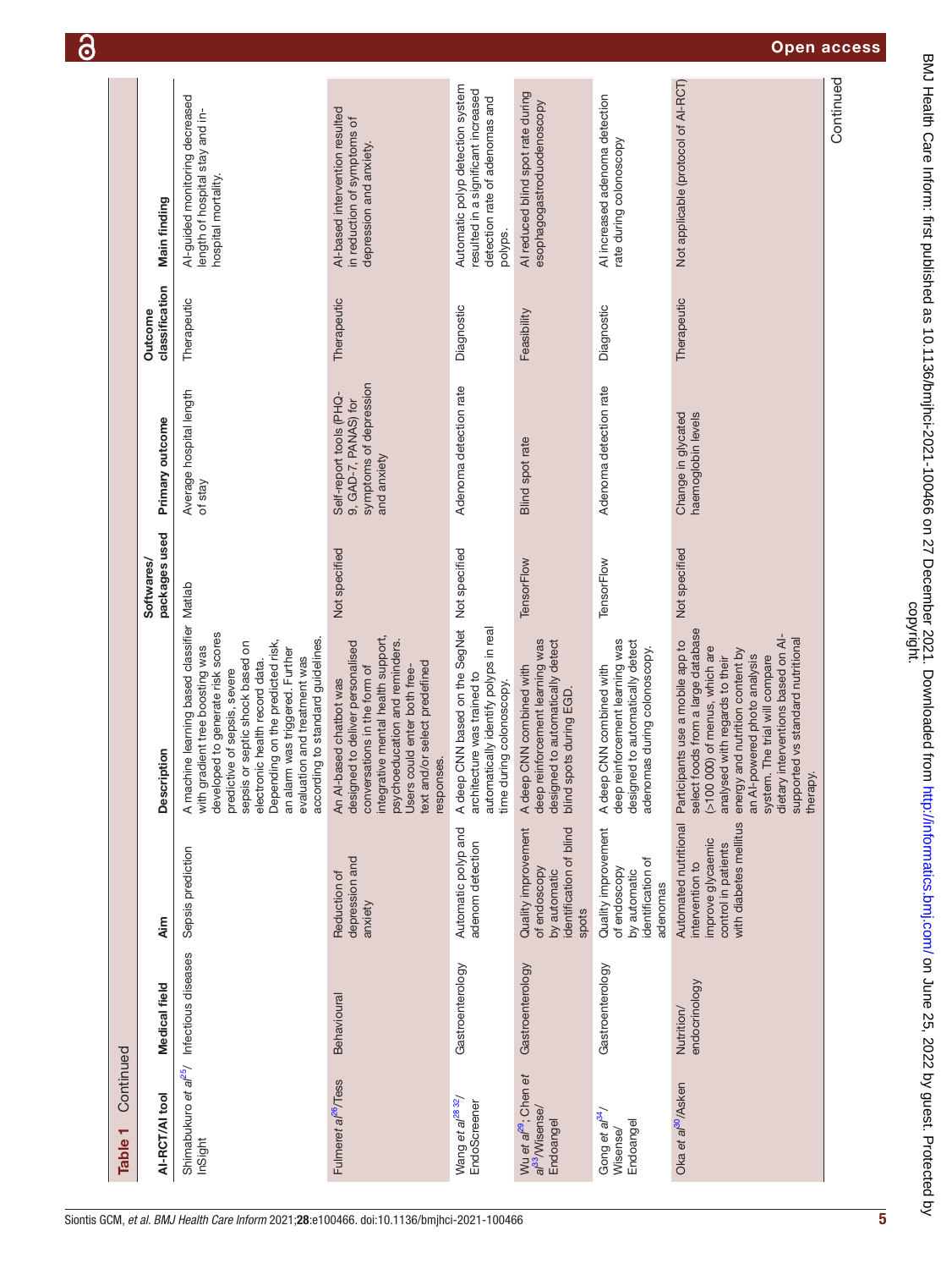**Table 1** Continued

| AI-RCT/AI tool | Medical field | Aim | Description | Softwares/ packages used | Primary outcome | Outcome classification | Main finding |
|---|---|---|---|---|---|---|---|
| Shimabukuro *et al*[25]/ InSight | Infectious diseases | Sepsis prediction | A machine learning based classifier with gradient tree boosting was developed to generate risk scores predictive of sepsis, severe sepsis or septic shock based on electronic health record data. Depending on the predicted risk, an alarm was triggered. Further evaluation and treatment was according to standard guidelines. | Matlab | Average hospital length of stay | Therapeutic | AI-guided monitoring decreased length of hospital stay and in-hospital mortality. |
| Fulmer*et al*[26]/Tess | Behavioural | Reduction of depression and anxiety | An AI-based chatbot was designed to deliver personalised conversations in the form of integrative mental health support, psychoeducation and reminders. Users could enter both free-text and/or select predefined responses. | Not specified | Self-report tools (PHQ-9, GAD-7, PANAS) for symptoms of depression and anxiety | Therapeutic | AI-based intervention resulted in reduction of symptoms of depression and anxiety. |
| Wang *et al*[28 32]/ EndoScreener | Gastroenterology | Automatic polyp and adenom detection | A deep CNN based on the SegNet architecture was trained to automatically identify polyps in real time during colonoscopy. | Not specified | Adenoma detection rate | Diagnostic | Automatic polyp detection system resulted in a significant increased detection rate of adenomas and polyps. |
| Wu *et al*[29]; Chen *et al*[33]/Wisense/ Endoangel | Gastroenterology | Quality improvement of endoscopy by automatic identification of blind spots | A deep CNN combined with deep reinforcement learning was designed to automatically detect blind spots during EGD. | TensorFlow | Blind spot rate | Feasibility | AI reduced blind spot rate during esophagogastroduodenoscopy |
| Gong *et al*[34]/ Wisense/ Endoangel | Gastroenterology | Quality improvement of endoscopy by automatic identification of adenomas | A deep CNN combined with deep reinforcement learning was designed to automatically detect adenomas during colonoscopy. | TensorFlow | Adenoma detection rate | Diagnostic | AI increased adenoma detection rate during colonoscopy |
| Oka *et al*[30]/Asken | Nutrition/ endocrinology | Automated nutritional intervention to improve glycaemic control in patients with diabetes mellitus | Participants use a mobile app to select foods from a large database (>100 000) of menus, which are analysed with regards to their energy and nutrition content by an AI-powered photo analysis system. The trial will compare dietary interventions based on AI-supported vs standard nutritional therapy. | Not specified | Change in glycated haemoglobin levels | Therapeutic | Not applicable (protocol of AI-RCT) |

Continued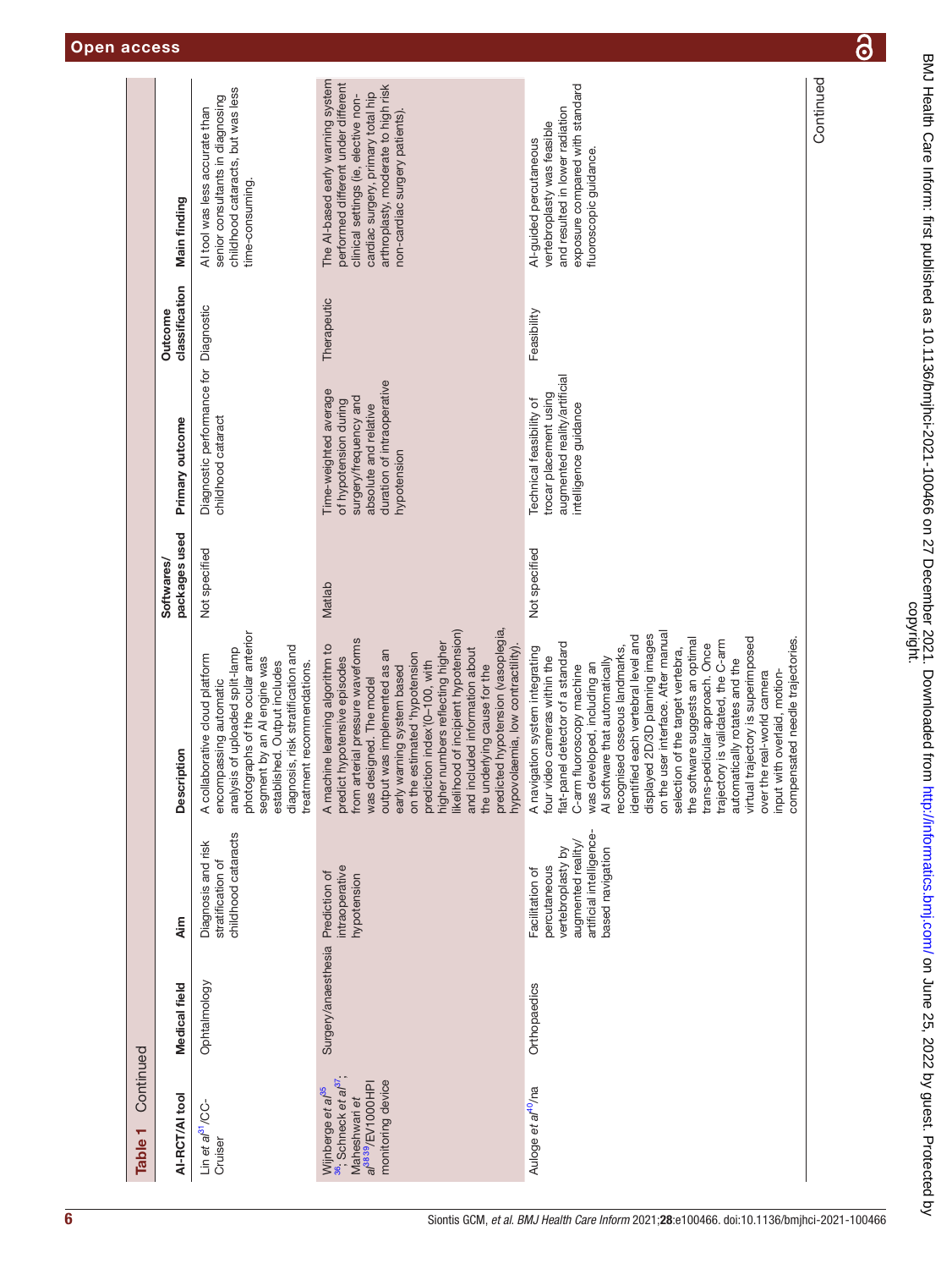**Table 1** Continued

| AI-RCT/AI tool | Medical field | Aim | Description | Softwares/packages used | Primary outcome | Outcome classification | Main finding |
|---|---|---|---|---|---|---|---|
| Lin *et al*[31]/CC-Cruiser | Ophtalmology | Diagnosis and risk stratification of childhood cataracts | A collaborative cloud platform encompassing automatic analysis of uploaded split-lamp photographs of the ocular anterior segment by an AI engine was established. Output includes diagnosis, risk stratification and treatment recommendations. | Not specified | Diagnostic performance for childhood cataract | Diagnostic | AI tool was less accurate than senior consultants in diagnosing childhood cataracts, but was less time-consuming. |
| Wijnberge *et al*[35 36], Schneck *et al*[37], Maheshwari *et al*[38 39]/EV1000 HPI monitoring device | Surgery/anaesthesia | Prediction of intraoperative hypotension | A machine learning algorithm to predict hypotensive episodes from arterial pressure waveforms was designed. The model output was implemented as an early warning system based on the estimated 'hypotension prediction index'(0–100, with higher numbers reflecting higher likelihood of incipient hypotension) and included information about the underlying cause for the predicted hypotension (vasoplegia, hypovolaemia, low contractility). | Matlab | Time-weighted average of hypotension during surgery/frequency and absolute and relative duration of intraoperative hypotension | Therapeutic | The AI-based early warning system performed different under different clinical settings (ie, elective non-cardiac surgery, primary total hip arthroplasty, moderate to high risk non-cardiac surgery patients). |
| Auloge *et al*[40]/na | Orthopaedics | Facilitation of percutaneous vertebroplasty by augmented reality/artificial intelligence-based navigation | A navigation system integrating four video cameras within the flat-panel detector of a standard C-arm fluoroscopy machine was developed, including an AI software that automatically recognised osseous landmarks, identified each vertebral level and displayed 2D/3D planning images on the user interface. After manual selection of the target vertebra, the software suggests an optimal trans-pedicular approach. Once trajectory is validated, the C-arm automatically rotates and the virtual trajectory is superimposed over the real-world camera input with overlaid, motion-compensated needle trajectories. | Not specified | Technical feasibility of trocar placement using augmented reality/artificial intelligence guidance | Feasibility | AI-guided percutaneous vertebroplasty was feasible and resulted in lower radiation exposure compared with standard fluoroscopic guidance. |

Continued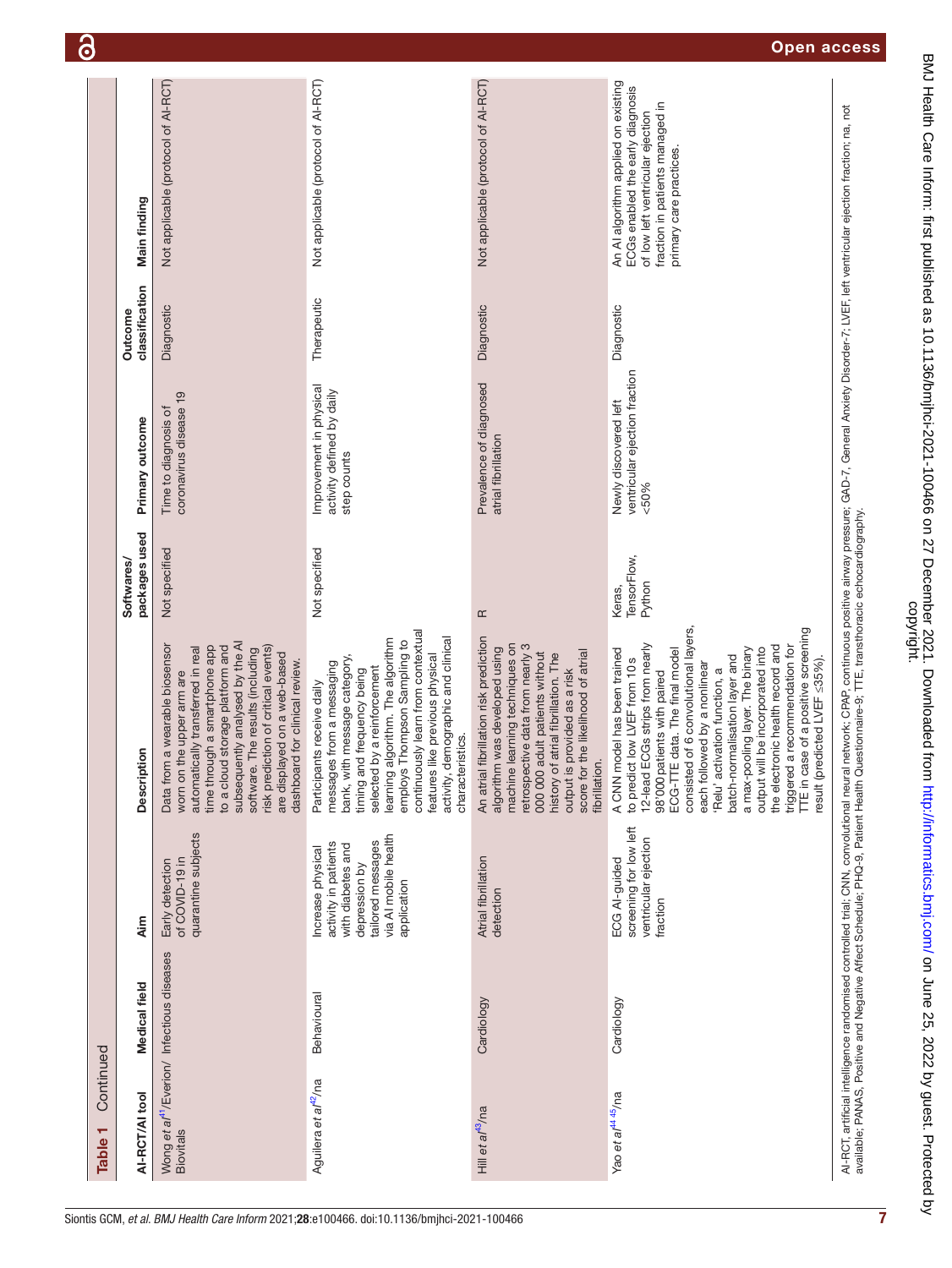Table 1 Continued

| AI-RCT/AI tool | Medical field | Aim | Description | Softwares/packages used | Primary outcome | Outcome classification | Main finding |
|---|---|---|---|---|---|---|---|
| Wong *et al*[41]/Everion/Biovitals | Infectious diseases | Early detection of COVID-19 in quarantine subjects | Data from a wearable biosensor worn on the upper arm are automatically transferred in real time through a smartphone app to a cloud storage platform and subsequently analysed by the AI software. The results (including risk prediction of critical events) are displayed on a web-based dashboard for clinical review. | Not specified | Time to diagnosis of coronavirus disease 19 | Diagnostic | Not applicable (protocol of AI-RCT) |
| Aguilera *et al*[42]/na | Behavioural | Increase physical activity in patients with diabetes and depression by tailored messages via AI mobile health application | Participants receive daily messages from a messaging bank, with message category, timing and frequency being selected by a reinforcement learning algorithm. The algorithm employs Thompson Sampling to continuously learn from contextual features like previous physical activity, demographic and clinical characteristics. | Not specified | Improvement in physical activity defined by daily step counts | Therapeutic | Not applicable (protocol of AI-RCT) |
| Hill *et al*[43]/na | Cardiology | Atrial fibrillation detection | An atrial fibrillation risk prediction algorithm was developed using machine learning techniques on retrospective data from nearly 3 000 000 adult patients without history of atrial fibrillation. The output is provided as a risk score for the likelihood of atrial fibrillation. | R | Prevalence of diagnosed atrial fibrillation | Diagnostic | Not applicable (protocol of AI-RCT) |
| Yao *et al*[44 45]/na | Cardiology | ECG AI-guided screening for low left ventricular ejection fraction | A CNN model has been trained to predict low LVEF from 10 s 12-lead ECGs strips from nearly 98'000 patients with paired ECG-TTE data. The final model consisted of 6 convolutional layers, each followed by a nonlinear 'Relu' activation function, a batch-normalisation layer and a max-pooling layer. The binary output will be incorporated into the electronic health record and triggered a recommendation for TTE in case of a positive screening result (predicted LVEF ≤35%). | Keras, TensorFlow, Python | Newly discovered left ventricular ejection fraction <50% | Diagnostic | An AI algorithm applied on existing ECGs enabled the early diagnosis of low left ventricular ejection fraction in patients managed in primary care practices. |

AI-RCT, artificial intelligence randomised controlled trial; CNN, convolutional neural network; CPAP, continuous positive airway pressure; GAD-7, General Anxiety Disorder-7; LVEF, left ventricular ejection fraction; na, not available; PANAS, Positive and Negative Affect Schedule; PHQ-9, Patient Health Questionnaire-9; TTE, transthoracic echocardiography.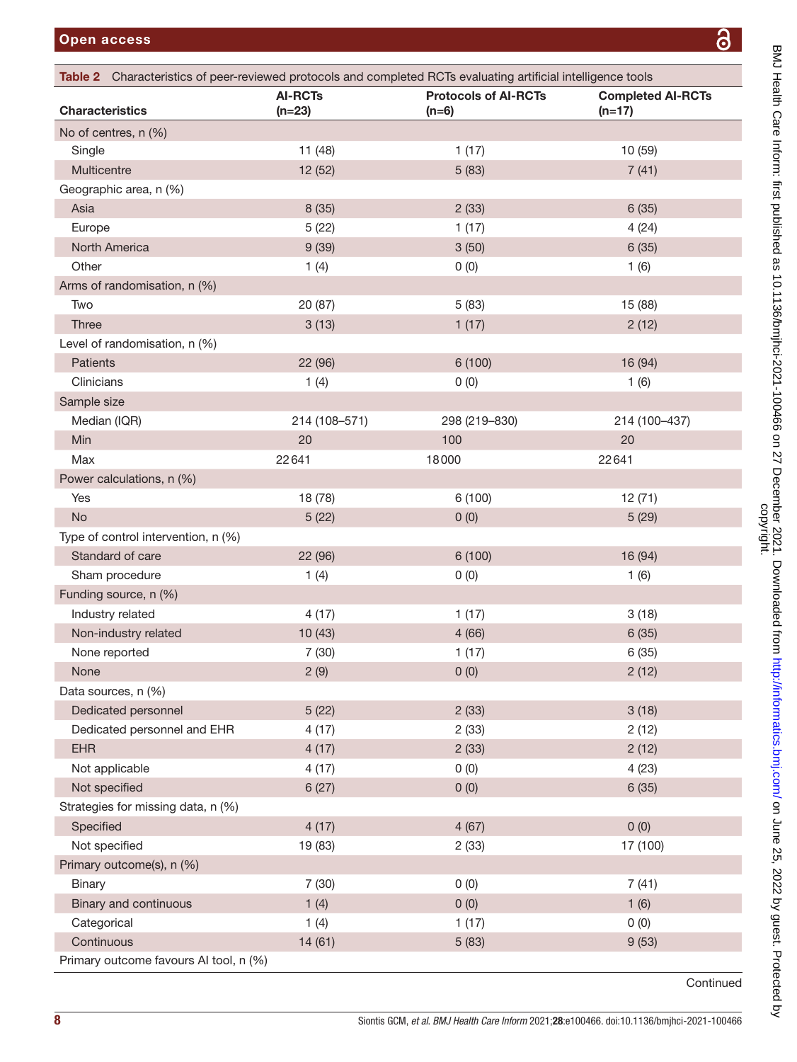**Table 2** Characteristics of peer-reviewed protocols and completed RCTs evaluating artificial intelligence tools

| Characteristics | AI-RCTs (n=23) | Protocols of AI-RCTs (n=6) | Completed AI-RCTs (n=17) |
|---|---|---|---|
| No of centres, n (%) | | | |
| Single | 11 (48) | 1 (17) | 10 (59) |
| Multicentre | 12 (52) | 5 (83) | 7 (41) |
| Geographic area, n (%) | | | |
| Asia | 8 (35) | 2 (33) | 6 (35) |
| Europe | 5 (22) | 1 (17) | 4 (24) |
| North America | 9 (39) | 3 (50) | 6 (35) |
| Other | 1 (4) | 0 (0) | 1 (6) |
| Arms of randomisation, n (%) | | | |
| Two | 20 (87) | 5 (83) | 15 (88) |
| Three | 3 (13) | 1 (17) | 2 (12) |
| Level of randomisation, n (%) | | | |
| Patients | 22 (96) | 6 (100) | 16 (94) |
| Clinicians | 1 (4) | 0 (0) | 1 (6) |
| Sample size | | | |
| Median (IQR) | 214 (108–571) | 298 (219–830) | 214 (100–437) |
| Min | 20 | 100 | 20 |
| Max | 22 641 | 18 000 | 22 641 |
| Power calculations, n (%) | | | |
| Yes | 18 (78) | 6 (100) | 12 (71) |
| No | 5 (22) | 0 (0) | 5 (29) |
| Type of control intervention, n (%) | | | |
| Standard of care | 22 (96) | 6 (100) | 16 (94) |
| Sham procedure | 1 (4) | 0 (0) | 1 (6) |
| Funding source, n (%) | | | |
| Industry related | 4 (17) | 1 (17) | 3 (18) |
| Non-industry related | 10 (43) | 4 (66) | 6 (35) |
| None reported | 7 (30) | 1 (17) | 6 (35) |
| None | 2 (9) | 0 (0) | 2 (12) |
| Data sources, n (%) | | | |
| Dedicated personnel | 5 (22) | 2 (33) | 3 (18) |
| Dedicated personnel and EHR | 4 (17) | 2 (33) | 2 (12) |
| EHR | 4 (17) | 2 (33) | 2 (12) |
| Not applicable | 4 (17) | 0 (0) | 4 (23) |
| Not specified | 6 (27) | 0 (0) | 6 (35) |
| Strategies for missing data, n (%) | | | |
| Specified | 4 (17) | 4 (67) | 0 (0) |
| Not specified | 19 (83) | 2 (33) | 17 (100) |
| Primary outcome(s), n (%) | | | |
| Binary | 7 (30) | 0 (0) | 7 (41) |
| Binary and continuous | 1 (4) | 0 (0) | 1 (6) |
| Categorical | 1 (4) | 1 (17) | 0 (0) |
| Continuous | 14 (61) | 5 (83) | 9 (53) |
| Primary outcome favours AI tool, n (%) | | | |

Continued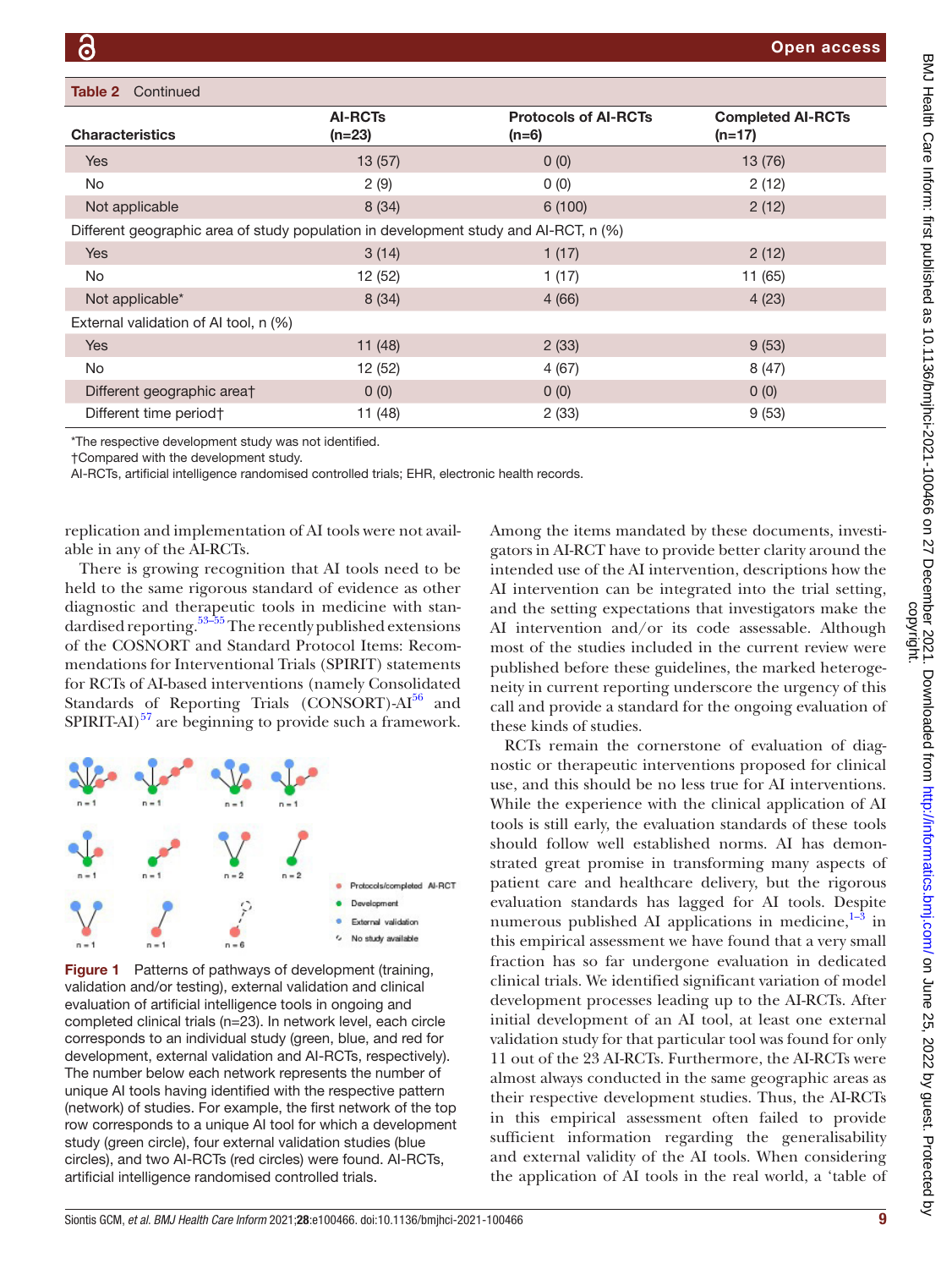**Table 2** Continued

| Characteristics | AI-RCTs (n=23) | Protocols of AI-RCTs (n=6) | Completed AI-RCTs (n=17) |
|---|---|---|---|
| Yes | 13 (57) | 0 (0) | 13 (76) |
| No | 2 (9) | 0 (0) | 2 (12) |
| Not applicable | 8 (34) | 6 (100) | 2 (12) |
| Different geographic area of study population in development study and AI-RCT, n (%) | | | |
| Yes | 3 (14) | 1 (17) | 2 (12) |
| No | 12 (52) | 1 (17) | 11 (65) |
| Not applicable* | 8 (34) | 4 (66) | 4 (23) |
| External validation of AI tool, n (%) | | | |
| Yes | 11 (48) | 2 (33) | 9 (53) |
| No | 12 (52) | 4 (67) | 8 (47) |
| Different geographic area† | 0 (0) | 0 (0) | 0 (0) |
| Different time period† | 11 (48) | 2 (33) | 9 (53) |

*The respective development study was not identified.
†Compared with the development study.
AI-RCTs, artificial intelligence randomised controlled trials; EHR, electronic health records.

replication and implementation of AI tools were not available in any of the AI-RCTs.

There is growing recognition that AI tools need to be held to the same rigorous standard of evidence as other diagnostic and therapeutic tools in medicine with standardised reporting.[53–55] The recently published extensions of the COSNORT and Standard Protocol Items: Recommendations for Interventional Trials (SPIRIT) statements for RCTs of AI-based interventions (namely Consolidated Standards of Reporting Trials (CONSORT)-AI[56] and SPIRIT-AI)[57] are beginning to provide such a framework.

**Figure 1** Patterns of pathways of development (training, validation and/or testing), external validation and clinical evaluation of artificial intelligence tools in ongoing and completed clinical trials (n=23). In network level, each circle corresponds to an individual study (green, blue, and red for development, external validation and AI-RCTs, respectively). The number below each network represents the number of unique AI tools having identified with the respective pattern (network) of studies. For example, the first network of the top row corresponds to a unique AI tool for which a development study (green circle), four external validation studies (blue circles), and two AI-RCTs (red circles) were found. AI-RCTs, artificial intelligence randomised controlled trials.

Among the items mandated by these documents, investigators in AI-RCT have to provide better clarity around the intended use of the AI intervention, descriptions how the AI intervention can be integrated into the trial setting, and the setting expectations that investigators make the AI intervention and/or its code assessable. Although most of the studies included in the current review were published before these guidelines, the marked heterogeneity in current reporting underscore the urgency of this call and provide a standard for the ongoing evaluation of these kinds of studies.

RCTs remain the cornerstone of evaluation of diagnostic or therapeutic interventions proposed for clinical use, and this should be no less true for AI interventions. While the experience with the clinical application of AI tools is still early, the evaluation standards of these tools should follow well established norms. AI has demonstrated great promise in transforming many aspects of patient care and healthcare delivery, but the rigorous evaluation standards has lagged for AI tools. Despite numerous published AI applications in medicine,[1–3] in this empirical assessment we have found that a very small fraction has so far undergone evaluation in dedicated clinical trials. We identified significant variation of model development processes leading up to the AI-RCTs. After initial development of an AI tool, at least one external validation study for that particular tool was found for only 11 out of the 23 AI-RCTs. Furthermore, the AI-RCTs were almost always conducted in the same geographic areas as their respective development studies. Thus, the AI-RCTs in this empirical assessment often failed to provide sufficient information regarding the generalisability and external validity of the AI tools. When considering the application of AI tools in the real world, a 'table of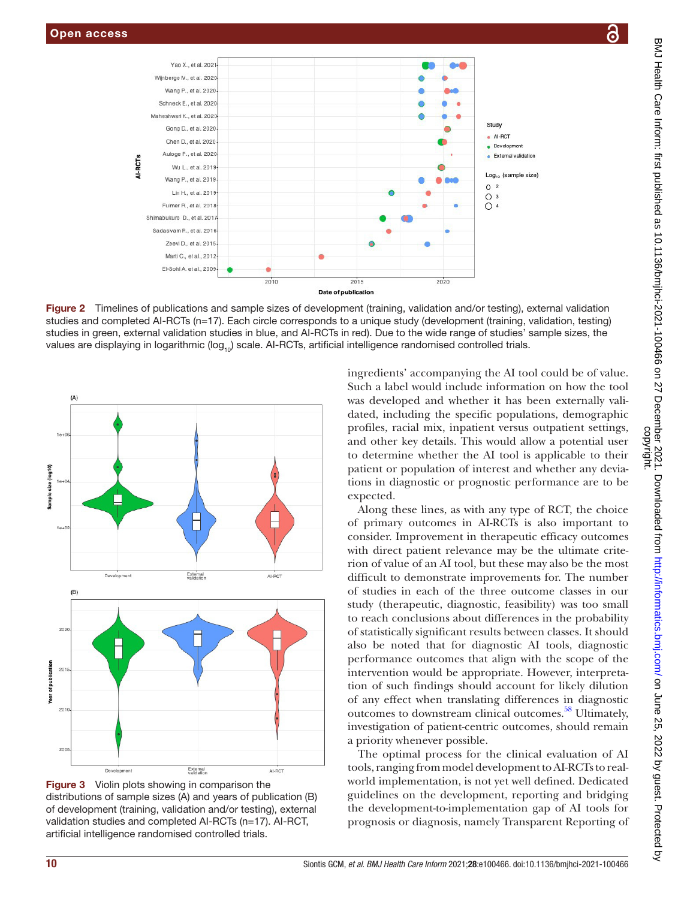Figure 2 Timelines of publications and sample sizes of development (training, validation and/or testing), external validation studies and completed AI-RCTs (n=17). Each circle corresponds to a unique study (development (training, validation, testing) studies in green, external validation studies in blue, and AI-RCTs in red). Due to the wide range of studies' sample sizes, the values are displaying in logarithmic ($log_{10}$) scale. AI-RCTs, artificial intelligence randomised controlled trials.

Figure 3 Violin plots showing in comparison the distributions of sample sizes (A) and years of publication (B) of development (training, validation and/or testing), external validation studies and completed AI-RCTs (n=17). AI-RCT, artificial intelligence randomised controlled trials.

ingredients' accompanying the AI tool could be of value. Such a label would include information on how the tool was developed and whether it has been externally validated, including the specific populations, demographic profiles, racial mix, inpatient versus outpatient settings, and other key details. This would allow a potential user to determine whether the AI tool is applicable to their patient or population of interest and whether any deviations in diagnostic or prognostic performance are to be expected.

Along these lines, as with any type of RCT, the choice of primary outcomes in AI-RCTs is also important to consider. Improvement in therapeutic efficacy outcomes with direct patient relevance may be the ultimate criterion of value of an AI tool, but these may also be the most difficult to demonstrate improvements for. The number of studies in each of the three outcome classes in our study (therapeutic, diagnostic, feasibility) was too small to reach conclusions about differences in the probability of statistically significant results between classes. It should also be noted that for diagnostic AI tools, diagnostic performance outcomes that align with the scope of the intervention would be appropriate. However, interpretation of such findings should account for likely dilution of any effect when translating differences in diagnostic outcomes to downstream clinical outcomes.[58] Ultimately, investigation of patient-centric outcomes, should remain a priority whenever possible.

The optimal process for the clinical evaluation of AI tools, ranging from model development to AI-RCTs to real-world implementation, is not yet well defined. Dedicated guidelines on the development, reporting and bridging the development-to-implementation gap of AI tools for prognosis or diagnosis, namely Transparent Reporting of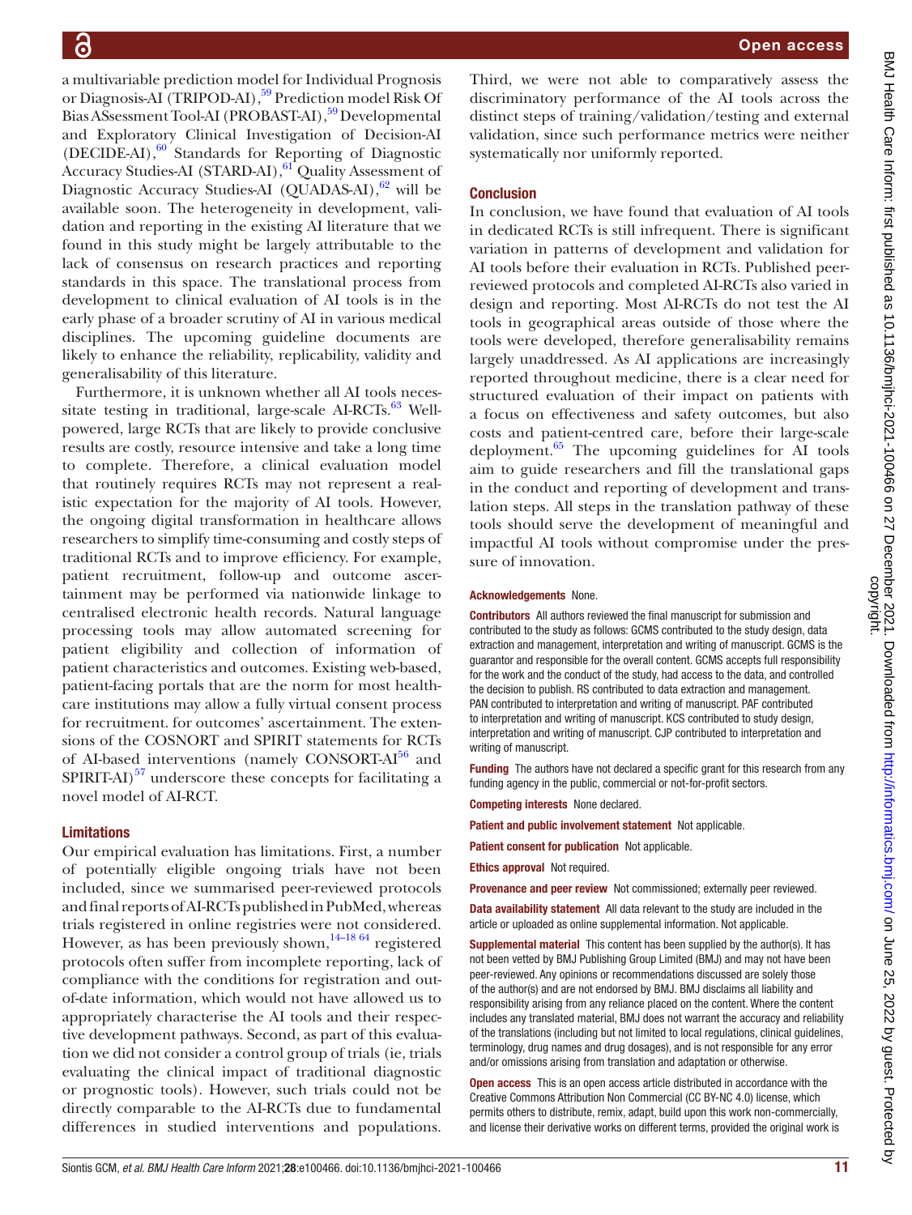a multivariable prediction model for Individual Prognosis or Diagnosis-AI (TRIPOD-AI),[59] Prediction model Risk Of Bias ASsessment Tool-AI (PROBAST-AI),[59] Developmental and Exploratory Clinical Investigation of Decision-AI (DECIDE-AI),[60] Standards for Reporting of Diagnostic Accuracy Studies-AI (STARD-AI),[61] Quality Assessment of Diagnostic Accuracy Studies-AI (QUADAS-AI),[62] will be available soon. The heterogeneity in development, validation and reporting in the existing AI literature that we found in this study might be largely attributable to the lack of consensus on research practices and reporting standards in this space. The translational process from development to clinical evaluation of AI tools is in the early phase of a broader scrutiny of AI in various medical disciplines. The upcoming guideline documents are likely to enhance the reliability, replicability, validity and generalisability of this literature.

Furthermore, it is unknown whether all AI tools necessitate testing in traditional, large-scale AI-RCTs.[63] Well-powered, large RCTs that are likely to provide conclusive results are costly, resource intensive and take a long time to complete. Therefore, a clinical evaluation model that routinely requires RCTs may not represent a realistic expectation for the majority of AI tools. However, the ongoing digital transformation in healthcare allows researchers to simplify time-consuming and costly steps of traditional RCTs and to improve efficiency. For example, patient recruitment, follow-up and outcome ascertainment may be performed via nationwide linkage to centralised electronic health records. Natural language processing tools may allow automated screening for patient eligibility and collection of information of patient characteristics and outcomes. Existing web-based, patient-facing portals that are the norm for most healthcare institutions may allow a fully virtual consent process for recruitment. for outcomes' ascertainment. The extensions of the COSNORT and SPIRIT statements for RCTs of AI-based interventions (namely CONSORT-AI[56] and SPIRIT-AI)[57] underscore these concepts for facilitating a novel model of AI-RCT.

### Limitations

Our empirical evaluation has limitations. First, a number of potentially eligible ongoing trials have not been included, since we summarised peer-reviewed protocols and final reports of AI-RCTs published in PubMed, whereas trials registered in online registries were not considered. However, as has been previously shown,[14–18 64] registered protocols often suffer from incomplete reporting, lack of compliance with the conditions for registration and out-of-date information, which would not have allowed us to appropriately characterise the AI tools and their respective development pathways. Second, as part of this evaluation we did not consider a control group of trials (ie, trials evaluating the clinical impact of traditional diagnostic or prognostic tools). However, such trials could not be directly comparable to the AI-RCTs due to fundamental differences in studied interventions and populations. Third, we were not able to comparatively assess the discriminatory performance of the AI tools across the distinct steps of training/validation/testing and external validation, since such performance metrics were neither systematically nor uniformly reported.

## Conclusion

In conclusion, we have found that evaluation of AI tools in dedicated RCTs is still infrequent. There is significant variation in patterns of development and validation for AI tools before their evaluation in RCTs. Published peer-reviewed protocols and completed AI-RCTs also varied in design and reporting. Most AI-RCTs do not test the AI tools in geographical areas outside of those where the tools were developed, therefore generalisability remains largely unaddressed. As AI applications are increasingly reported throughout medicine, there is a clear need for structured evaluation of their impact on patients with a focus on effectiveness and safety outcomes, but also costs and patient-centred care, before their large-scale deployment.[65] The upcoming guidelines for AI tools aim to guide researchers and fill the translational gaps in the conduct and reporting of development and translation steps. All steps in the translation pathway of these tools should serve the development of meaningful and impactful AI tools without compromise under the pressure of innovation.

**Acknowledgements** None.

**Contributors** All authors reviewed the final manuscript for submission and contributed to the study as follows: GCMS contributed to the study design, data extraction and management, interpretation and writing of manuscript. GCMS is the guarantor and responsible for the overall content. GCMS accepts full responsibility for the work and the conduct of the study, had access to the data, and controlled the decision to publish. RS contributed to data extraction and management. PAN contributed to interpretation and writing of manuscript. PAF contributed to interpretation and writing of manuscript. KCS contributed to study design, interpretation and writing of manuscript. CJP contributed to interpretation and writing of manuscript.

**Funding** The authors have not declared a specific grant for this research from any funding agency in the public, commercial or not-for-profit sectors.

**Competing interests** None declared.

**Patient and public involvement statement** Not applicable.

**Patient consent for publication** Not applicable.

**Ethics approval** Not required.

**Provenance and peer review** Not commissioned; externally peer reviewed.

**Data availability statement** All data relevant to the study are included in the article or uploaded as online supplemental information. Not applicable.

**Supplemental material** This content has been supplied by the author(s). It has not been vetted by BMJ Publishing Group Limited (BMJ) and may not have been peer-reviewed. Any opinions or recommendations discussed are solely those of the author(s) and are not endorsed by BMJ. BMJ disclaims all liability and responsibility arising from any reliance placed on the content. Where the content includes any translated material, BMJ does not warrant the accuracy and reliability of the translations (including but not limited to local regulations, clinical guidelines, terminology, drug names and drug dosages), and is not responsible for any error and/or omissions arising from translation and adaptation or otherwise.

**Open access** This is an open access article distributed in accordance with the Creative Commons Attribution Non Commercial (CC BY-NC 4.0) license, which permits others to distribute, remix, adapt, build upon this work non-commercially, and license their derivative works on different terms, provided the original work is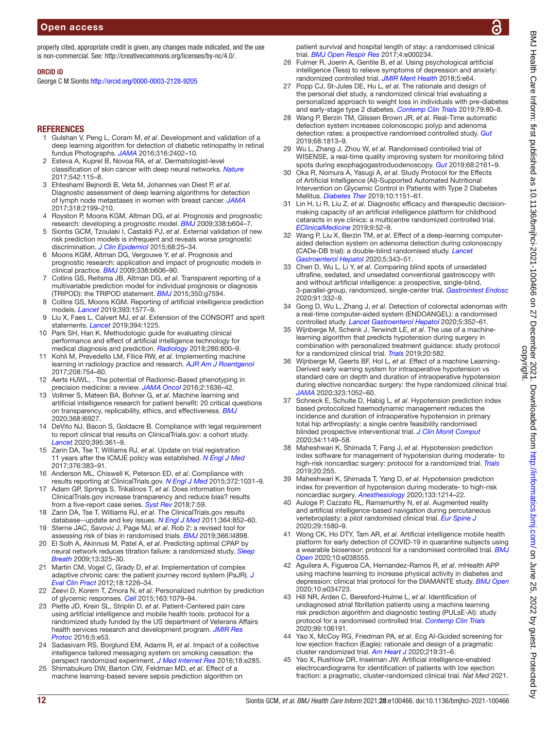properly cited, appropriate credit is given, any changes made indicated, and the use is non-commercial. See: http://creativecommons.org/licenses/by-nc/4.0/.

### ORCID iD

George C M Siontis http://orcid.org/0000-0003-2128-9205

## REFERENCES

1. Gulshan V, Peng L, Coram M, *et al*. Development and validation of a deep learning algorithm for detection of diabetic retinopathy in retinal fundus Photographs. *JAMA* 2016;316:2402–10.
2. Esteva A, Kuprel B, Novoa RA, *et al*. Dermatologist-level classification of skin cancer with deep neural networks. *Nature* 2017;542:115–8.
3. Ehteshami Bejnordi B, Veta M, Johannes van Diest P, *et al*. Diagnostic assessment of deep learning algorithms for detection of lymph node metastases in women with breast cancer. *JAMA* 2017;318:2199–210.
4. Royston P, Moons KGM, Altman DG, *et al*. Prognosis and prognostic research: developing a prognostic model. *BMJ* 2009;338:b604–7.
5. Siontis GCM, Tzoulaki I, Castaldi PJ, *et al*. External validation of new risk prediction models is infrequent and reveals worse prognostic discrimination. *J Clin Epidemiol* 2015;68:25–34.
6. Moons KGM, Altman DG, Vergouwe Y, *et al*. Prognosis and prognostic research: application and impact of prognostic models in clinical practice. *BMJ* 2009;338:b606–90.
7. Collins GS, Reitsma JB, Altman DG, *et al*. Transparent reporting of a multivariable prediction model for individual prognosis or diagnosis (TRIPOD): the TRIPOD statement. *BMJ* 2015;350:g7594.
8. Collins GS, Moons KGM. Reporting of artificial intelligence prediction models. *Lancet* 2019;393:1577–9.
9. Liu X, Faes L, Calvert MJ, *et al*. Extension of the CONSORT and spirit statements. *Lancet* 2019;394:1225.
10. Park SH, Han K. Methodologic guide for evaluating clinical performance and effect of artificial intelligence technology for medical diagnosis and prediction. *Radiology* 2018;286:800–9.
11. Kohli M, Prevedello LM, Filice RW, *et al*. Implementing machine learning in radiology practice and research. *AJR Am J Roentgenol* 2017;208:754–60.
12. Aerts HJWL, . The potential of Radiomic-Based phenotyping in precision medicine: a review. *JAMA Oncol* 2016;2:1636–42.
13. Vollmer S, Mateen BA, Bohner G, *et al*. Machine learning and artificial intelligence research for patient benefit: 20 critical questions on transparency, replicability, ethics, and effectiveness. *BMJ* 2020;368:l6927.
14. DeVito NJ, Bacon S, Goldacre B. Compliance with legal requirement to report clinical trial results on ClinicalTrials.gov: a cohort study. *Lancet* 2020;395:361–9.
15. Zarin DA, Tse T, Williams RJ, *et al*. Update on trial registration 11 years after the ICMJE policy was established. *N Engl J Med* 2017;376:383–91.
16. Anderson ML, Chiswell K, Peterson ED, *et al*. Compliance with results reporting at ClinicalTrials.gov. *N Engl J Med* 2015;372:1031–9.
17. Adam GP, Springs S, Trikalinos T, *et al*. Does information from ClinicalTrials.gov increase transparency and reduce bias? results from a five-report case series. *Syst Rev* 2018;7:59.
18. Zarin DA, Tse T, Williams RJ, *et al*. The ClinicalTrials.gov results database--update and key issues. *N Engl J Med* 2011;364:852–60.
19. Sterne JAC, Savović J, Page MJ, *et al*. Rob 2: a revised tool for assessing risk of bias in randomised trials. *BMJ* 2019;366:l4898.
20. El Solh A, Akinnusi M, Patel A, *et al*. Predicting optimal CPAP by neural network reduces titration failure: a randomized study. *Sleep Breath* 2009;13:325–30.
21. Martin CM, Vogel C, Grady D, *et al*. Implementation of complex adaptive chronic care: the patient journey record system (PaJR). *J Eval Clin Pract* 2012;18:1226–34.
22. Zeevi D, Korem T, Zmora N, *et al*. Personalized nutrition by prediction of glycemic responses. *Cell* 2015;163:1079–94.
23. Piette JD, Krein SL, Striplin D, *et al*. Patient-Centered pain care using artificial intelligence and mobile health tools: protocol for a randomized study funded by the US department of Veterans Affairs health services research and development program. *JMIR Res Protoc* 2016;5:e53.
24. Sadasivam RS, Borglund EM, Adams R, *et al*. Impact of a collective intelligence tailored messaging system on smoking cessation: the perspect randomized experiment. *J Med Internet Res* 2016;18:e285.
25. Shimabukuro DW, Barton CW, Feldman MD, *et al*. Effect of a machine learning-based severe sepsis prediction algorithm on patient survival and hospital length of stay: a randomised clinical trial. *BMJ Open Respir Res* 2017;4:e000234.
26. Fulmer R, Joerin A, Gentile B, *et al*. Using psychological artificial intelligence (Tess) to relieve symptoms of depression and anxiety: randomized controlled trial. *JMIR Ment Health* 2018;5:e64.
27. Popp CJ, St-Jules DE, Hu L, *et al*. The rationale and design of the personal diet study, a randomized clinical trial evaluating a personalized approach to weight loss in individuals with pre-diabetes and early-stage type 2 diabetes. *Contemp Clin Trials* 2019;79:80–8.
28. Wang P, Berzin TM, Glissen Brown JR, *et al*. Real-Time automatic detection system increases colonoscopic polyp and adenoma detection rates: a prospective randomised controlled study. *Gut* 2019;68:1813–9.
29. Wu L, Zhang J, Zhou W, *et al*. Randomised controlled trial of WISENSE, a real-time quality improving system for monitoring blind spots during esophagogastroduodenoscopy. *Gut* 2019;68:2161–9.
30. Oka R, Nomura A, Yasugi A, *et al*. Study Protocol for the Effects of Artificial Intelligence (AI)-Supported Automated Nutritional Intervention on Glycemic Control in Patients with Type 2 Diabetes Mellitus. *Diabetes Ther* 2019;10:1151–61.
31. Lin H, Li R, Liu Z, *et al*. Diagnostic efficacy and therapeutic decision-making capacity of an artificial intelligence platform for childhood cataracts in eye clinics: a multicentre randomized controlled trial. *EClinicalMedicine* 2019;9:52–9.
32. Wang P, Liu X, Berzin TM, *et al*. Effect of a deep-learning computer-aided detection system on adenoma detection during colonoscopy (CADe-DB trial): a double-blind randomised study. *Lancet Gastroenterol Hepatol* 2020;5:343–51.
33. Chen D, Wu L, Li Y, *et al*. Comparing blind spots of unsedated ultrafine, sedated, and unsedated conventional gastroscopy with and without artificial intelligence: a prospective, single-blind, 3-parallel-group, randomized, single-center trial. *Gastrointest Endosc* 2020;91:332–9.
34. Gong D, Wu L, Zhang J, *et al*. Detection of colorectal adenomas with a real-time computer-aided system (ENDOANGEL): a randomised controlled study. *Lancet Gastroenterol Hepatol* 2020;5:352–61.
35. Wijnberge M, Schenk J, Terwindt LE, *et al*. The use of a machine-learning algorithm that predicts hypotension during surgery in combination with personalized treatment guidance: study protocol for a randomized clinical trial. *Trials* 2019;20:582.
36. Wijnberge M, Geerts BF, Hol L, *et al*. Effect of a machine Learning-Derived early warning system for intraoperative hypotension vs standard care on depth and duration of intraoperative hypotension during elective noncardiac surgery: the hype randomized clinical trial. *JAMA* 2020;323:1052–60.
37. Schneck E, Schulte D, Habig L, *et al*. Hypotension prediction index based protocolized haemodynamic management reduces the incidence and duration of intraoperative hypotension in primary total hip arthroplasty: a single centre feasibility randomised blinded prospective interventional trial. *J Clin Monit Comput* 2020;34:1149–58.
38. Maheshwari K, Shimada T, Fang J, *et al*. Hypotension prediction index software for management of hypotension during moderate- to high-risk noncardiac surgery: protocol for a randomized trial. *Trials* 2019;20:255.
39. Maheshwari K, Shimada T, Yang D, *et al*. Hypotension prediction index for prevention of hypotension during moderate- to high-risk noncardiac surgery. *Anesthesiology* 2020;133:1214–22.
40. Auloge P, Cazzato RL, Ramamurthy N, *et al*. Augmented reality and artificial intelligence-based navigation during percutaneous vertebroplasty: a pilot randomised clinical trial. *Eur Spine J* 2020;29:1580–9.
41. Wong CK, Ho DTY, Tam AR, *et al*. Artificial intelligence mobile health platform for early detection of COVID-19 in quarantine subjects using a wearable biosensor: protocol for a randomised controlled trial. *BMJ Open* 2020;10:e038555.
42. Aguilera A, Figueroa CA, Hernandez-Ramos R, *et al*. mHealth APP using machine learning to increase physical activity in diabetes and depression: clinical trial protocol for the DIAMANTE study. *BMJ Open* 2020;10:e034723.
43. Hill NR, Arden C, Beresford-Hulme L, *et al*. Identification of undiagnosed atrial fibrillation patients using a machine learning risk prediction algorithm and diagnostic testing (PULsE-AI): study protocol for a randomised controlled trial. *Contemp Clin Trials* 2020;99:106191.
44. Yao X, McCoy RG, Friedman PA, *et al*. Ecg AI-Guided screening for low ejection fraction (Eagle): rationale and design of a pragmatic cluster randomized trial. *Am Heart J* 2020;219:31–6.
45. Yao X, Rushlow DR, Inselman JW. Artificial intelligence-enabled electrocardiograms for identification of patients with low ejection fraction: a pragmatic, cluster-randomized clinical trial. *Nat Med* 2021.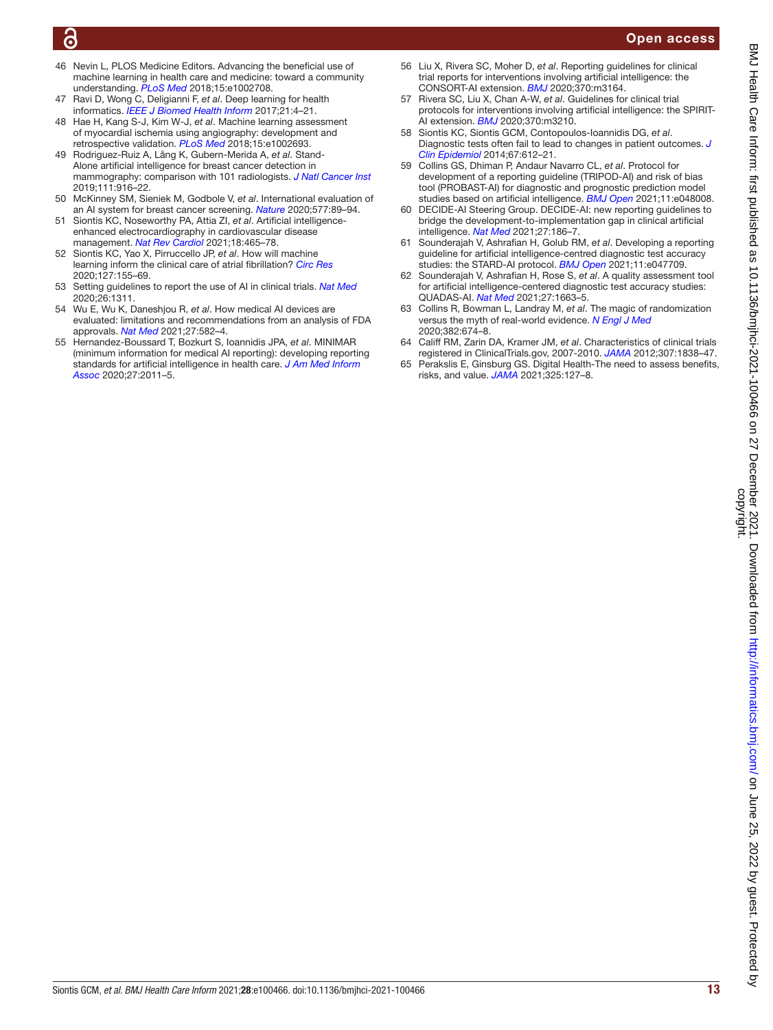46 Nevin L, PLOS Medicine Editors. Advancing the beneficial use of machine learning in health care and medicine: toward a community understanding. *PLoS Med* 2018;15:e1002708.
47 Ravi D, Wong C, Deligianni F, *et al*. Deep learning for health informatics. *IEEE J Biomed Health Inform* 2017;21:4–21.
48 Hae H, Kang S-J, Kim W-J, *et al*. Machine learning assessment of myocardial ischemia using angiography: development and retrospective validation. *PLoS Med* 2018;15:e1002693.
49 Rodriguez-Ruiz A, Lång K, Gubern-Merida A, *et al*. Stand-Alone artificial intelligence for breast cancer detection in mammography: comparison with 101 radiologists. *J Natl Cancer Inst* 2019;111:916–22.
50 McKinney SM, Sieniek M, Godbole V, *et al*. International evaluation of an AI system for breast cancer screening. *Nature* 2020;577:89–94.
51 Siontis KC, Noseworthy PA, Attia ZI, *et al*. Artificial intelligence-enhanced electrocardiography in cardiovascular disease management. *Nat Rev Cardiol* 2021;18:465–78.
52 Siontis KC, Yao X, Pirruccello JP, *et al*. How will machine learning inform the clinical care of atrial fibrillation? *Circ Res* 2020;127:155–69.
53 Setting guidelines to report the use of AI in clinical trials. *Nat Med* 2020;26:1311.
54 Wu E, Wu K, Daneshjou R, *et al*. How medical AI devices are evaluated: limitations and recommendations from an analysis of FDA approvals. *Nat Med* 2021;27:582–4.
55 Hernandez-Boussard T, Bozkurt S, Ioannidis JPA, *et al*. MINIMAR (minimum information for medical AI reporting): developing reporting standards for artificial intelligence in health care. *J Am Med Inform Assoc* 2020;27:2011–5.
56 Liu X, Rivera SC, Moher D, *et al*. Reporting guidelines for clinical trial reports for interventions involving artificial intelligence: the CONSORT-AI extension. *BMJ* 2020;370:m3164.
57 Rivera SC, Liu X, Chan A-W, *et al*. Guidelines for clinical trial protocols for interventions involving artificial intelligence: the SPIRIT-AI extension. *BMJ* 2020;370:m3210.
58 Siontis KC, Siontis GCM, Contopoulos-Ioannidis DG, *et al*. Diagnostic tests often fail to lead to changes in patient outcomes. *J Clin Epidemiol* 2014;67:612–21.
59 Collins GS, Dhiman P, Andaur Navarro CL, *et al*. Protocol for development of a reporting guideline (TRIPOD-AI) and risk of bias tool (PROBAST-AI) for diagnostic and prognostic prediction model studies based on artificial intelligence. *BMJ Open* 2021;11:e048008.
60 DECIDE-AI Steering Group. DECIDE-AI: new reporting guidelines to bridge the development-to-implementation gap in clinical artificial intelligence. *Nat Med* 2021;27:186–7.
61 Sounderajah V, Ashrafian H, Golub RM, *et al*. Developing a reporting guideline for artificial intelligence-centred diagnostic test accuracy studies: the STARD-AI protocol. *BMJ Open* 2021;11:e047709.
62 Sounderajah V, Ashrafian H, Rose S, *et al*. A quality assessment tool for artificial intelligence-centered diagnostic test accuracy studies: QUADAS-AI. *Nat Med* 2021;27:1663–5.
63 Collins R, Bowman L, Landray M, *et al*. The magic of randomization versus the myth of real-world evidence. *N Engl J Med* 2020;382:674–8.
64 Califf RM, Zarin DA, Kramer JM, *et al*. Characteristics of clinical trials registered in ClinicalTrials.gov, 2007-2010. *JAMA* 2012;307:1838–47.
65 Perakslis E, Ginsburg GS. Digital Health-The need to assess benefits, risks, and value. *JAMA* 2021;325:127–8.